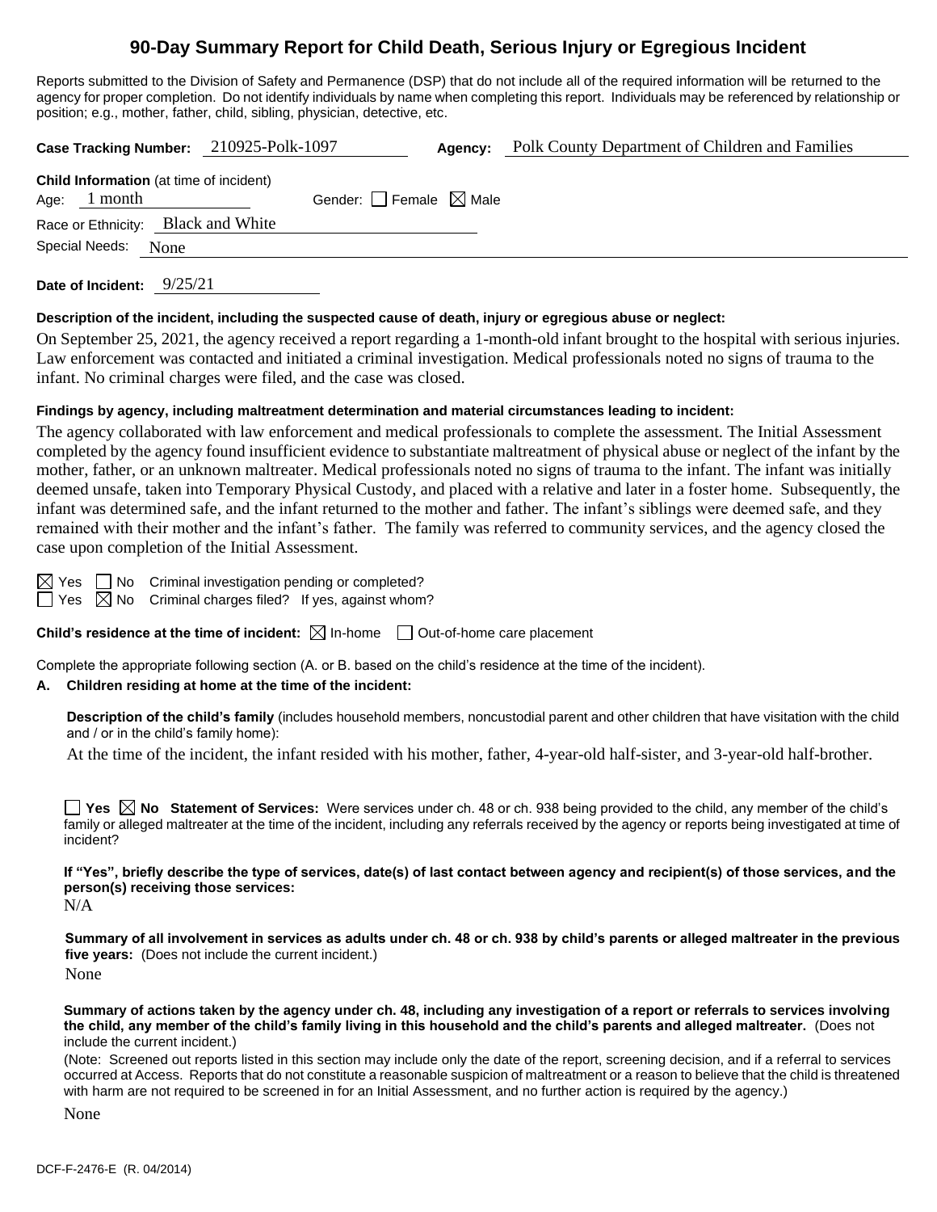# 90-Day Summary Report for Child Death, Serious Injury or Egregious Incident

Reports submitted to the Division of Safety and Permanence (DSP) that do not include all of the required information will be returned to the agency for proper completion. Do not identify individuals by name when completing this report. Individuals may be referenced by relationship or position; e.g., mother, father, child, sibling, physician, detective, etc.

**Case Tracking Number:** 210925-Polk-1097 **Agency:** Polk County Department of Children and Families

**Child Information** (at time of incident)

Age: 1 month Gender: ☐ Female ☒ Male

Race or Ethnicity: Black and White

Special Needs: None

**Date of Incident:** 9/25/21

**Description of the incident, including the suspected cause of death, injury or egregious abuse or neglect:**

On September 25, 2021, the agency received a report regarding a 1-month-old infant brought to the hospital with serious injuries. Law enforcement was contacted and initiated a criminal investigation. Medical professionals noted no signs of trauma to the infant. No criminal charges were filed, and the case was closed.

**Findings by agency, including maltreatment determination and material circumstances leading to incident:**

The agency collaborated with law enforcement and medical professionals to complete the assessment. The Initial Assessment completed by the agency found insufficient evidence to substantiate maltreatment of physical abuse or neglect of the infant by the mother, father, or an unknown maltreater. Medical professionals noted no signs of trauma to the infant. The infant was initially deemed unsafe, taken into Temporary Physical Custody, and placed with a relative and later in a foster home. Subsequently, the infant was determined safe, and the infant returned to the mother and father. The infant's siblings were deemed safe, and they remained with their mother and the infant's father. The family was referred to community services, and the agency closed the case upon completion of the Initial Assessment.

☒ Yes ☐ No Criminal investigation pending or completed?

☐ Yes ☒ No Criminal charges filed? If yes, against whom?

**Child's residence at the time of incident:** ☒ In-home ☐ Out-of-home care placement

Complete the appropriate following section (A. or B. based on the child's residence at the time of the incident).

**A. Children residing at home at the time of the incident:**

**Description of the child's family** (includes household members, noncustodial parent and other children that have visitation with the child and / or in the child's family home):

At the time of the incident, the infant resided with his mother, father, 4-year-old half-sister, and 3-year-old half-brother.

☐ **Yes** ☒ **No Statement of Services:** Were services under ch. 48 or ch. 938 being provided to the child, any member of the child's family or alleged maltreater at the time of the incident, including any referrals received by the agency or reports being investigated at time of incident?

**If "Yes", briefly describe the type of services, date(s) of last contact between agency and recipient(s) of those services, and the person(s) receiving those services:**

N/A

**Summary of all involvement in services as adults under ch. 48 or ch. 938 by child's parents or alleged maltreater in the previous five years:** (Does not include the current incident.)

None

**Summary of actions taken by the agency under ch. 48, including any investigation of a report or referrals to services involving the child, any member of the child's family living in this household and the child's parents and alleged maltreater.** (Does not include the current incident.)

(Note: Screened out reports listed in this section may include only the date of the report, screening decision, and if a referral to services occurred at Access. Reports that do not constitute a reasonable suspicion of maltreatment or a reason to believe that the child is threatened with harm are not required to be screened in for an Initial Assessment, and no further action is required by the agency.)

None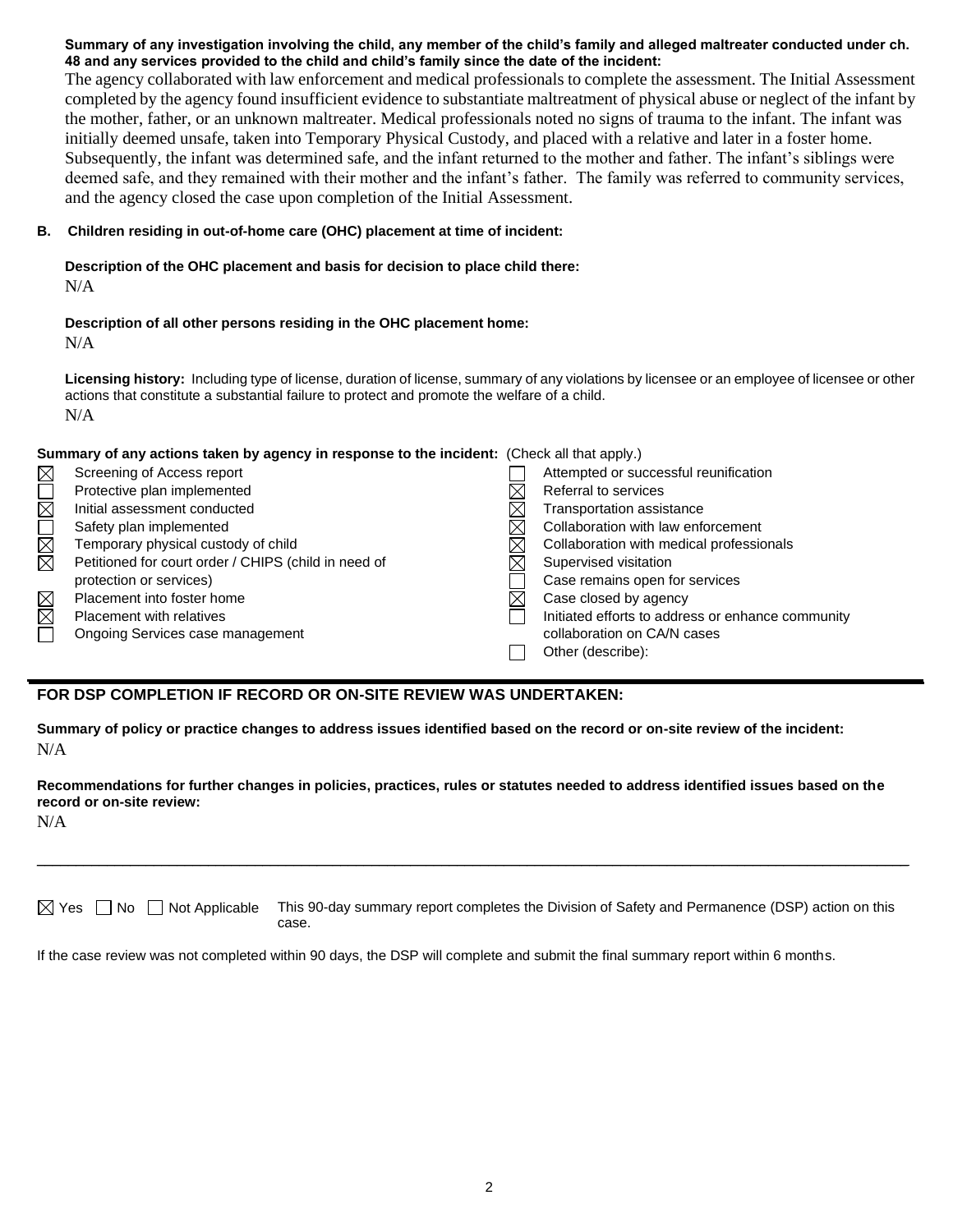**Summary of any investigation involving the child, any member of the child's family and alleged maltreater conducted under ch. 48 and any services provided to the child and child's family since the date of the incident:**

The agency collaborated with law enforcement and medical professionals to complete the assessment. The Initial Assessment completed by the agency found insufficient evidence to substantiate maltreatment of physical abuse or neglect of the infant by the mother, father, or an unknown maltreater. Medical professionals noted no signs of trauma to the infant. The infant was initially deemed unsafe, taken into Temporary Physical Custody, and placed with a relative and later in a foster home. Subsequently, the infant was determined safe, and the infant returned to the mother and father. The infant's siblings were deemed safe, and they remained with their mother and the infant's father. The family was referred to community services, and the agency closed the case upon completion of the Initial Assessment.

**B. Children residing in out-of-home care (OHC) placement at time of incident:**

**Description of the OHC placement and basis for decision to place child there:**
N/A

**Description of all other persons residing in the OHC placement home:**
N/A

**Licensing history:** Including type of license, duration of license, summary of any violations by licensee or an employee of licensee or other actions that constitute a substantial failure to protect and promote the welfare of a child.
N/A

**Summary of any actions taken by agency in response to the incident:** (Check all that apply.)

- ☒ Screening of Access report
- ☐ Protective plan implemented
- ☒ Initial assessment conducted
- ☐ Safety plan implemented
- ☒ Temporary physical custody of child
- ☒ Petitioned for court order / CHIPS (child in need of protection or services)
- ☒ Placement into foster home
- ☒ Placement with relatives
- ☐ Ongoing Services case management
- ☐ Attempted or successful reunification
- ☒ Referral to services
- ☒ Transportation assistance
- ☒ Collaboration with law enforcement
- ☒ Collaboration with medical professionals
- ☒ Supervised visitation
- ☐ Case remains open for services
- ☒ Case closed by agency
- ☐ Initiated efforts to address or enhance community collaboration on CA/N cases
- ☐ Other (describe):

## FOR DSP COMPLETION IF RECORD OR ON-SITE REVIEW WAS UNDERTAKEN:

**Summary of policy or practice changes to address issues identified based on the record or on-site review of the incident:**
N/A

**Recommendations for further changes in policies, practices, rules or statutes needed to address identified issues based on the record or on-site review:**
N/A

---

☒ Yes ☐ No ☐ Not Applicable This 90-day summary report completes the Division of Safety and Permanence (DSP) action on this case.

If the case review was not completed within 90 days, the DSP will complete and submit the final summary report within 6 months.